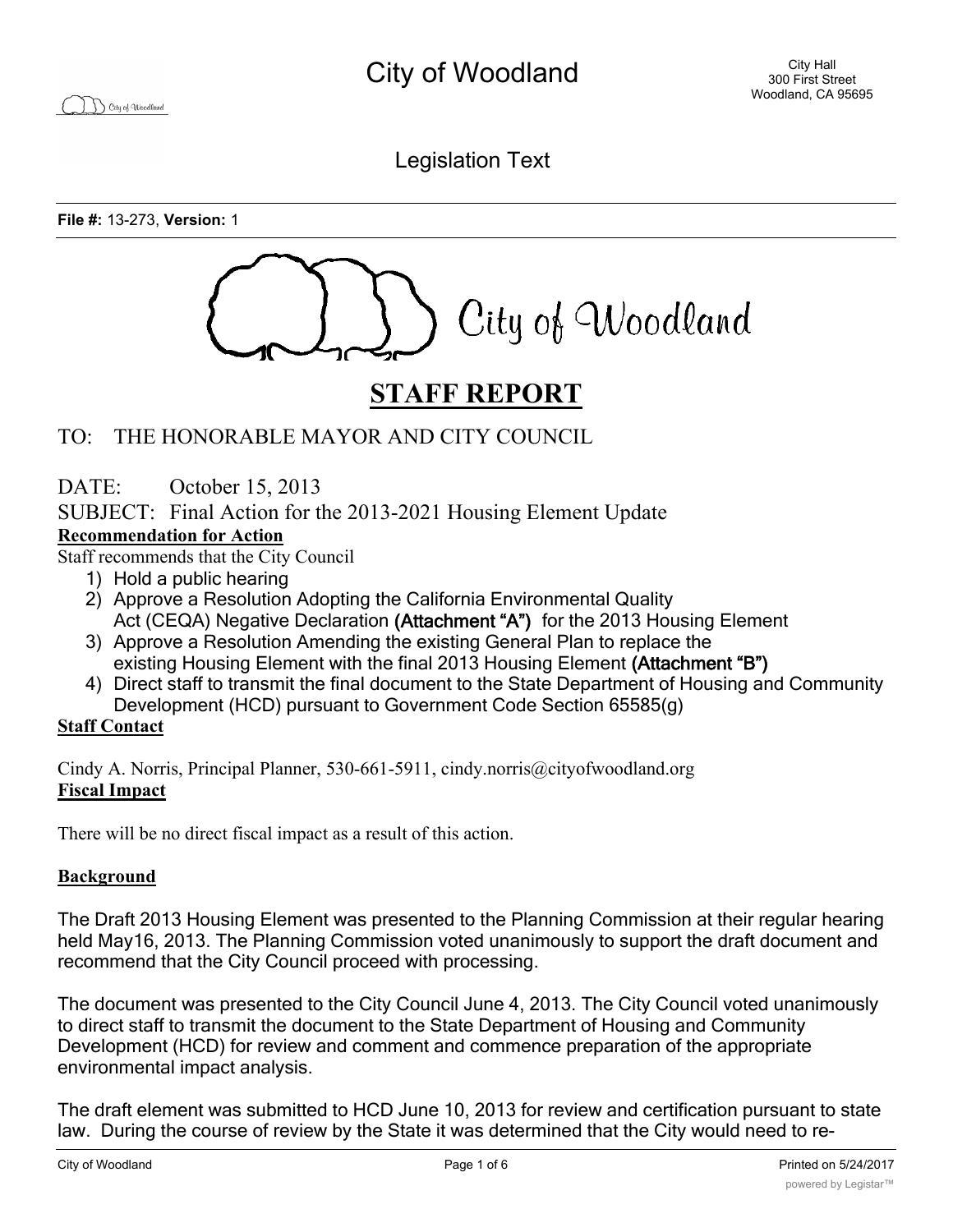# City of Woodland

City Hall
300 First Street
Woodland, CA 95695

Legislation Text

**File #:** 13-273, **Version:** 1

City of Woodland

# STAFF REPORT

TO: THE HONORABLE MAYOR AND CITY COUNCIL

DATE: October 15, 2013

SUBJECT: Final Action for the 2013-2021 Housing Element Update

**Recommendation for Action**

Staff recommends that the City Council

1) Hold a public hearing
2) Approve a Resolution Adopting the California Environmental Quality Act (CEQA) Negative Declaration **(Attachment "A")** for the 2013 Housing Element
3) Approve a Resolution Amending the existing General Plan to replace the existing Housing Element with the final 2013 Housing Element **(Attachment "B")**
4) Direct staff to transmit the final document to the State Department of Housing and Community Development (HCD) pursuant to Government Code Section 65585(g)

**Staff Contact**

Cindy A. Norris, Principal Planner, 530-661-5911, cindy.norris@cityofwoodland.org

**Fiscal Impact**

There will be no direct fiscal impact as a result of this action.

**Background**

The Draft 2013 Housing Element was presented to the Planning Commission at their regular hearing held May16, 2013. The Planning Commission voted unanimously to support the draft document and recommend that the City Council proceed with processing.

The document was presented to the City Council June 4, 2013. The City Council voted unanimously to direct staff to transmit the document to the State Department of Housing and Community Development (HCD) for review and comment and commence preparation of the appropriate environmental impact analysis.

The draft element was submitted to HCD June 10, 2013 for review and certification pursuant to state law. During the course of review by the State it was determined that the City would need to re-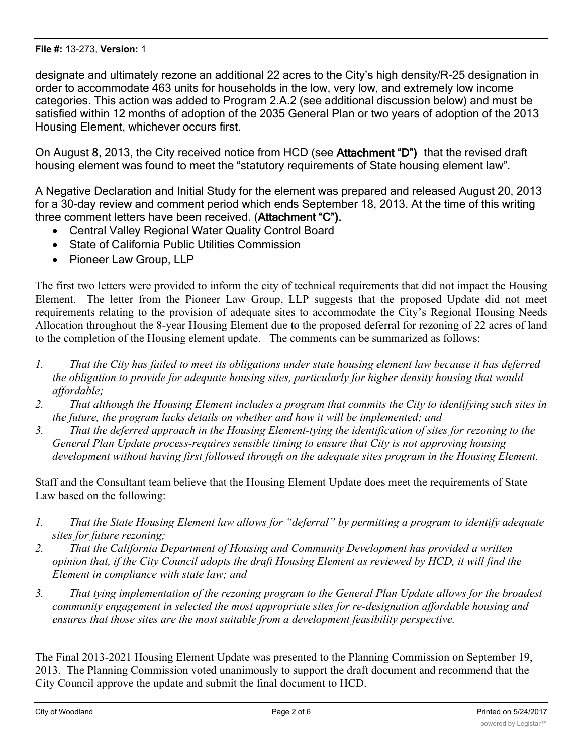designate and ultimately rezone an additional 22 acres to the City's high density/R-25 designation in order to accommodate 463 units for households in the low, very low, and extremely low income categories. This action was added to Program 2.A.2 (see additional discussion below) and must be satisfied within 12 months of adoption of the 2035 General Plan or two years of adoption of the 2013 Housing Element, whichever occurs first.

On August 8, 2013, the City received notice from HCD (see **Attachment "D")** that the revised draft housing element was found to meet the "statutory requirements of State housing element law".

A Negative Declaration and Initial Study for the element was prepared and released August 20, 2013 for a 30-day review and comment period which ends September 18, 2013. At the time of this writing three comment letters have been received. (**Attachment "C").**

- Central Valley Regional Water Quality Control Board
- State of California Public Utilities Commission
- Pioneer Law Group, LLP

The first two letters were provided to inform the city of technical requirements that did not impact the Housing Element. The letter from the Pioneer Law Group, LLP suggests that the proposed Update did not meet requirements relating to the provision of adequate sites to accommodate the City's Regional Housing Needs Allocation throughout the 8-year Housing Element due to the proposed deferral for rezoning of 22 acres of land to the completion of the Housing element update. The comments can be summarized as follows:

1. *That the City has failed to meet its obligations under state housing element law because it has deferred the obligation to provide for adequate housing sites, particularly for higher density housing that would affordable;*
2. *That although the Housing Element includes a program that commits the City to identifying such sites in the future, the program lacks details on whether and how it will be implemented; and*
3. *That the deferred approach in the Housing Element-tying the identification of sites for rezoning to the General Plan Update process-requires sensible timing to ensure that City is not approving housing development without having first followed through on the adequate sites program in the Housing Element.*

Staff and the Consultant team believe that the Housing Element Update does meet the requirements of State Law based on the following:

1. *That the State Housing Element law allows for "deferral" by permitting a program to identify adequate sites for future rezoning;*
2. *That the California Department of Housing and Community Development has provided a written opinion that, if the City Council adopts the draft Housing Element as reviewed by HCD, it will find the Element in compliance with state law; and*
3. *That tying implementation of the rezoning program to the General Plan Update allows for the broadest community engagement in selected the most appropriate sites for re-designation affordable housing and ensures that those sites are the most suitable from a development feasibility perspective.*

The Final 2013-2021 Housing Element Update was presented to the Planning Commission on September 19, 2013. The Planning Commission voted unanimously to support the draft document and recommend that the City Council approve the update and submit the final document to HCD.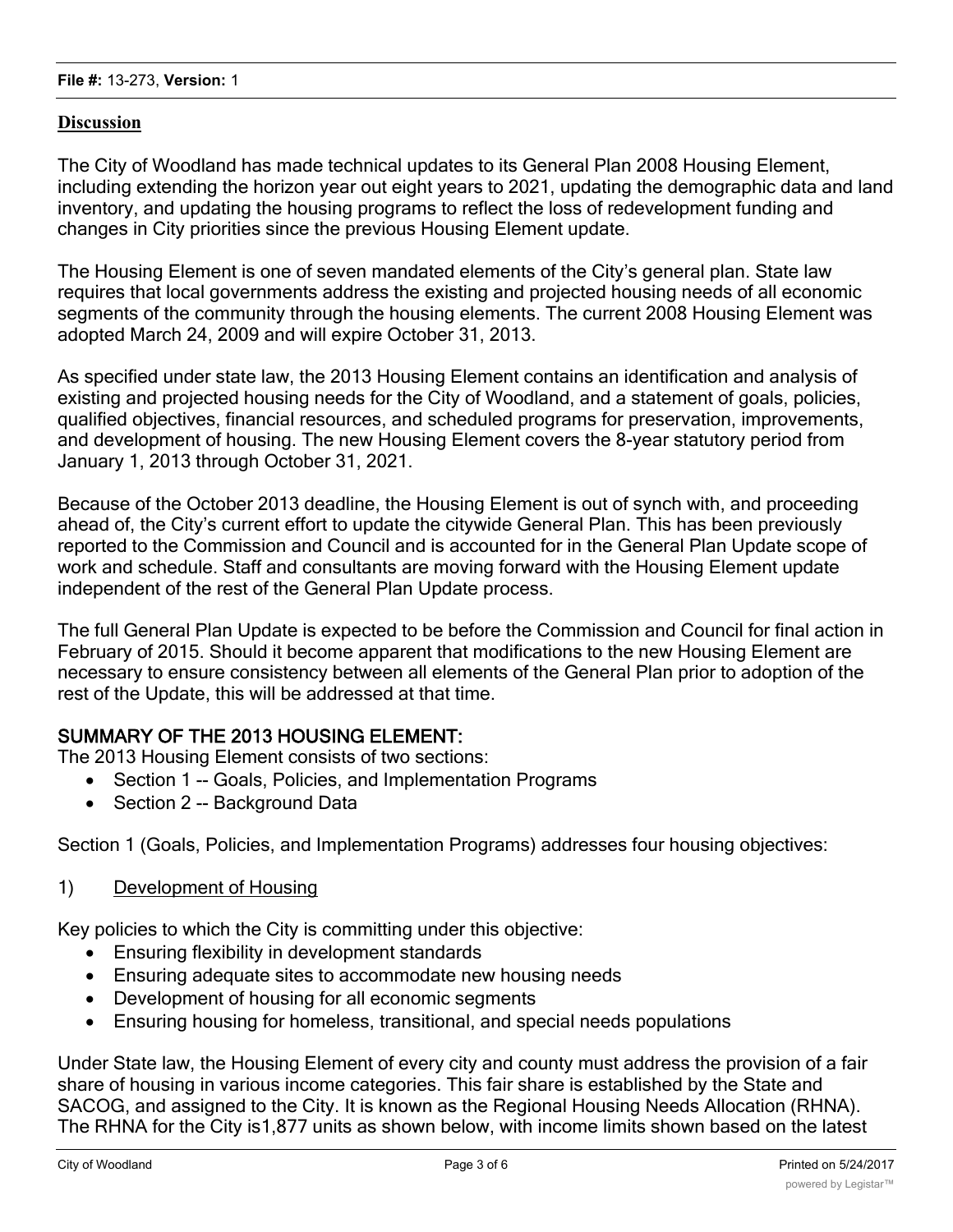## Discussion

The City of Woodland has made technical updates to its General Plan 2008 Housing Element, including extending the horizon year out eight years to 2021, updating the demographic data and land inventory, and updating the housing programs to reflect the loss of redevelopment funding and changes in City priorities since the previous Housing Element update.

The Housing Element is one of seven mandated elements of the City's general plan. State law requires that local governments address the existing and projected housing needs of all economic segments of the community through the housing elements. The current 2008 Housing Element was adopted March 24, 2009 and will expire October 31, 2013.

As specified under state law, the 2013 Housing Element contains an identification and analysis of existing and projected housing needs for the City of Woodland, and a statement of goals, policies, qualified objectives, financial resources, and scheduled programs for preservation, improvements, and development of housing. The new Housing Element covers the 8-year statutory period from January 1, 2013 through October 31, 2021.

Because of the October 2013 deadline, the Housing Element is out of synch with, and proceeding ahead of, the City's current effort to update the citywide General Plan. This has been previously reported to the Commission and Council and is accounted for in the General Plan Update scope of work and schedule. Staff and consultants are moving forward with the Housing Element update independent of the rest of the General Plan Update process.

The full General Plan Update is expected to be before the Commission and Council for final action in February of 2015. Should it become apparent that modifications to the new Housing Element are necessary to ensure consistency between all elements of the General Plan prior to adoption of the rest of the Update, this will be addressed at that time.

### SUMMARY OF THE 2013 HOUSING ELEMENT:

The 2013 Housing Element consists of two sections:

- Section 1 -- Goals, Policies, and Implementation Programs
- Section 2 -- Background Data

Section 1 (Goals, Policies, and Implementation Programs) addresses four housing objectives:

1) Development of Housing

Key policies to which the City is committing under this objective:

- Ensuring flexibility in development standards
- Ensuring adequate sites to accommodate new housing needs
- Development of housing for all economic segments
- Ensuring housing for homeless, transitional, and special needs populations

Under State law, the Housing Element of every city and county must address the provision of a fair share of housing in various income categories. This fair share is established by the State and SACOG, and assigned to the City. It is known as the Regional Housing Needs Allocation (RHNA). The RHNA for the City is1,877 units as shown below, with income limits shown based on the latest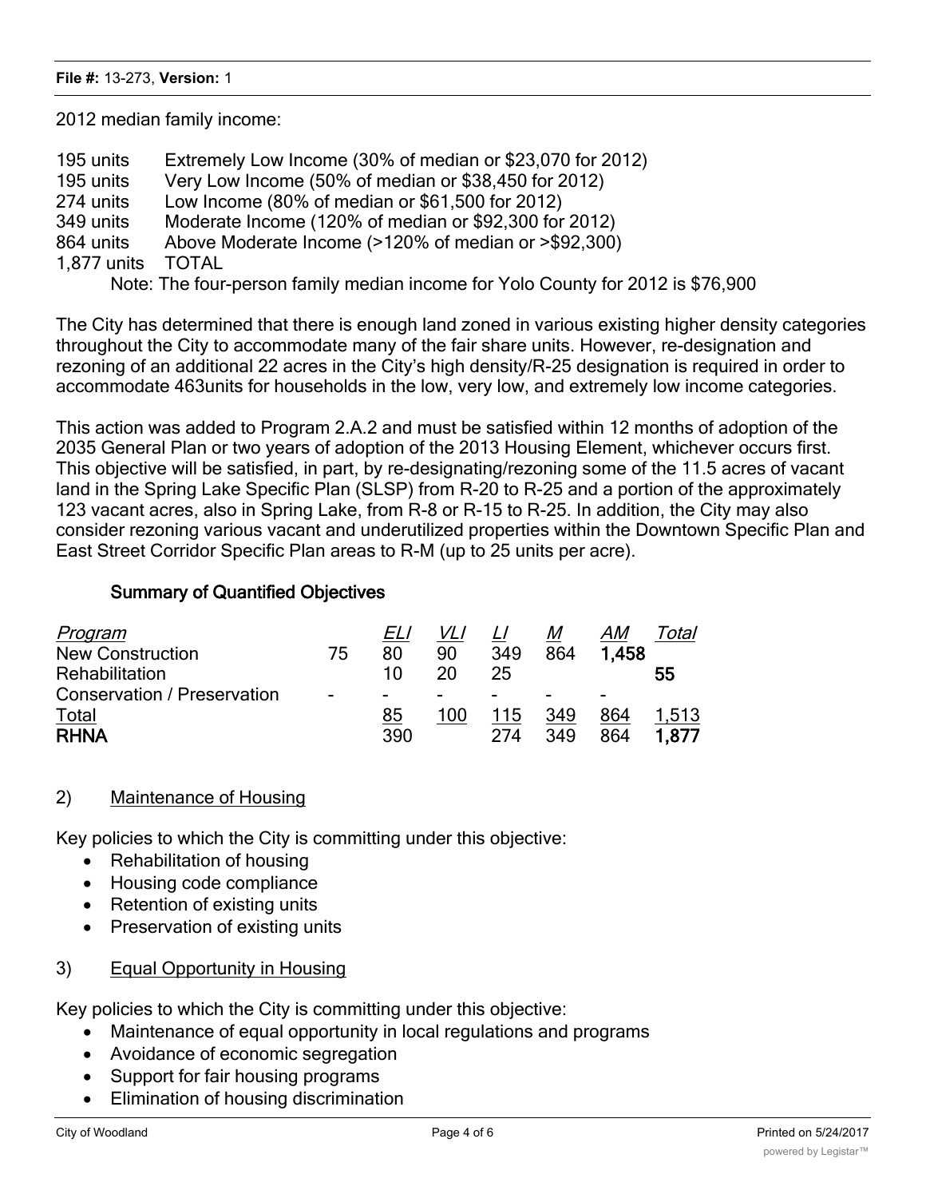2012 median family income:

| | |
|---|---|
| 195 units | Extremely Low Income (30% of median or $23,070 for 2012) |
| 195 units | Very Low Income (50% of median or $38,450 for 2012) |
| 274 units | Low Income (80% of median or $61,500 for 2012) |
| 349 units | Moderate Income (120% of median or $92,300 for 2012) |
| 864 units | Above Moderate Income (>120% of median or >$92,300) |
| 1,877 units | TOTAL |

Note: The four-person family median income for Yolo County for 2012 is $76,900

The City has determined that there is enough land zoned in various existing higher density categories throughout the City to accommodate many of the fair share units. However, re-designation and rezoning of an additional 22 acres in the City's high density/R-25 designation is required in order to accommodate 463units for households in the low, very low, and extremely low income categories.

This action was added to Program 2.A.2 and must be satisfied within 12 months of adoption of the 2035 General Plan or two years of adoption of the 2013 Housing Element, whichever occurs first. This objective will be satisfied, in part, by re-designating/rezoning some of the 11.5 acres of vacant land in the Spring Lake Specific Plan (SLSP) from R-20 to R-25 and a portion of the approximately 123 vacant acres, also in Spring Lake, from R-8 or R-15 to R-25. In addition, the City may also consider rezoning various vacant and underutilized properties within the Downtown Specific Plan and East Street Corridor Specific Plan areas to R-M (up to 25 units per acre).

**Summary of Quantified Objectives**

| *Program* | | *ELI* | *VLI* | *LI* | *M* | *AM* | *Total* |
|---|---|---|---|---|---|---|---|
| New Construction | 75 | 80 | 90 | 349 | 864 | **1,458** | |
| Rehabilitation | | 10 | 20 | 25 | | | **55** |
| Conservation / Preservation | - | - | - | - | - | - | |
| Total | | 85 | 100 | 115 | 349 | 864 | 1,513 |
| **RHNA** | | 390 | | 274 | 349 | 864 | **1,877** |

2) Maintenance of Housing

Key policies to which the City is committing under this objective:

- Rehabilitation of housing
- Housing code compliance
- Retention of existing units
- Preservation of existing units

3) Equal Opportunity in Housing

Key policies to which the City is committing under this objective:

- Maintenance of equal opportunity in local regulations and programs
- Avoidance of economic segregation
- Support for fair housing programs
- Elimination of housing discrimination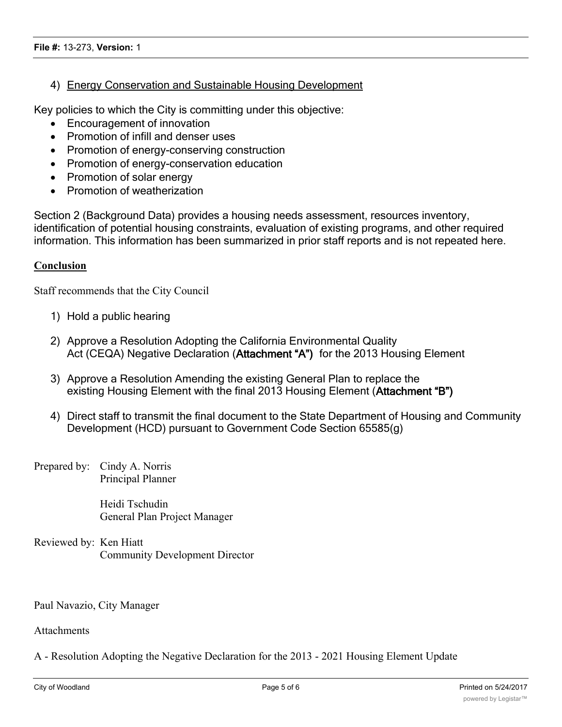4) Energy Conservation and Sustainable Housing Development

Key policies to which the City is committing under this objective:

- Encouragement of innovation
- Promotion of infill and denser uses
- Promotion of energy-conserving construction
- Promotion of energy-conservation education
- Promotion of solar energy
- Promotion of weatherization

Section 2 (Background Data) provides a housing needs assessment, resources inventory, identification of potential housing constraints, evaluation of existing programs, and other required information. This information has been summarized in prior staff reports and is not repeated here.

**Conclusion**

Staff recommends that the City Council

1) Hold a public hearing

2) Approve a Resolution Adopting the California Environmental Quality Act (CEQA) Negative Declaration (**Attachment "A")** for the 2013 Housing Element

3) Approve a Resolution Amending the existing General Plan to replace the existing Housing Element with the final 2013 Housing Element (**Attachment "B")**

4) Direct staff to transmit the final document to the State Department of Housing and Community Development (HCD) pursuant to Government Code Section 65585(g)

Prepared by: Cindy A. Norris
Principal Planner

Heidi Tschudin
General Plan Project Manager

Reviewed by: Ken Hiatt
Community Development Director

Paul Navazio, City Manager

Attachments

A - Resolution Adopting the Negative Declaration for the 2013 - 2021 Housing Element Update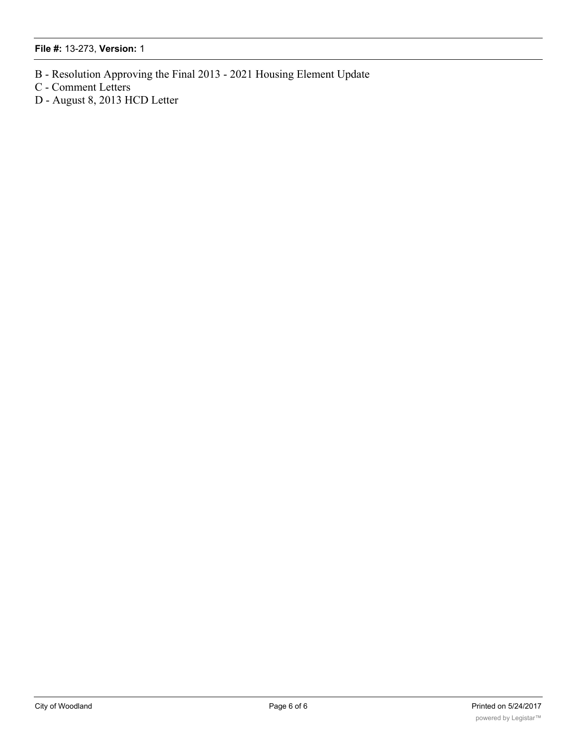B - Resolution Approving the Final 2013 - 2021 Housing Element Update

C - Comment Letters

D - August 8, 2013 HCD Letter